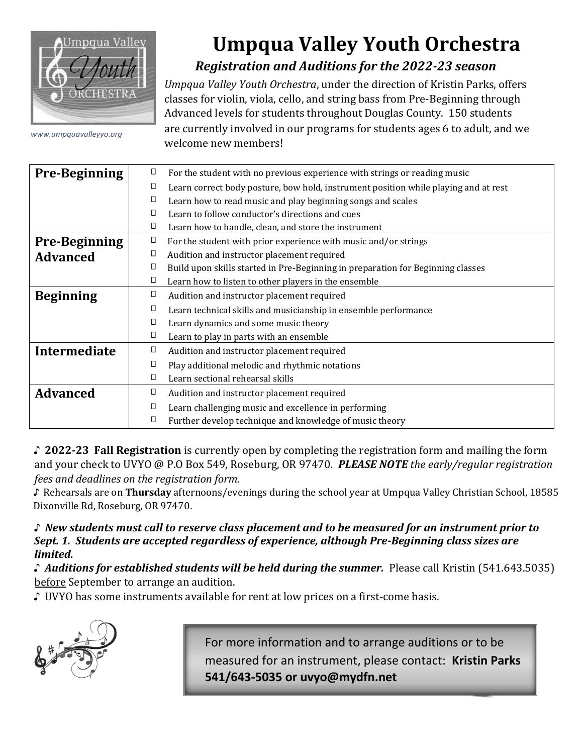# Umpqua Valley Youth Orchestra

www.umpquavalleyyo.org

## *Registration and Auditions for the 2022-23 season*

*Umpqua Valley Youth Orchestra*, under the direction of Kristin Parks, offers classes for violin, viola, cello, and string bass from Pre-Beginning through Advanced levels for students throughout Douglas County. 150 students are currently involved in our programs for students ages 6 to adult, and we welcome new members!

| Level | Description |
| --- | --- |
| **Pre-Beginning** | ☐ For the student with no previous experience with strings or reading music<br>☐ Learn correct body posture, bow hold, instrument position while playing and at rest<br>☐ Learn how to read music and play beginning songs and scales<br>☐ Learn to follow conductor's directions and cues<br>☐ Learn how to handle, clean, and store the instrument |
| **Pre-Beginning Advanced** | ☐ For the student with prior experience with music and/or strings<br>☐ Audition and instructor placement required<br>☐ Build upon skills started in Pre-Beginning in preparation for Beginning classes<br>☐ Learn how to listen to other players in the ensemble |
| **Beginning** | ☐ Audition and instructor placement required<br>☐ Learn technical skills and musicianship in ensemble performance<br>☐ Learn dynamics and some music theory<br>☐ Learn to play in parts with an ensemble |
| **Intermediate** | ☐ Audition and instructor placement required<br>☐ Play additional melodic and rhythmic notations<br>☐ Learn sectional rehearsal skills |
| **Advanced** | ☐ Audition and instructor placement required<br>☐ Learn challenging music and excellence in performing<br>☐ Further develop technique and knowledge of music theory |

♪ **2022-23 Fall Registration** is currently open by completing the registration form and mailing the form and your check to UVYO @ P.O Box 549, Roseburg, OR 97470. ***PLEASE NOTE*** *the early/regular registration fees and deadlines on the registration form.*

♪ Rehearsals are on **Thursday** afternoons/evenings during the school year at Umpqua Valley Christian School, 18585 Dixonville Rd, Roseburg, OR 97470.

♪ ***New students must call to reserve class placement and to be measured for an instrument prior to Sept. 1. Students are accepted regardless of experience, although Pre-Beginning class sizes are limited.***

♪ ***Auditions for established students will be held during the summer.*** Please call Kristin (541.643.5035) before September to arrange an audition.

♪ UVYO has some instruments available for rent at low prices on a first-come basis.

For more information and to arrange auditions or to be measured for an instrument, please contact: **Kristin Parks 541/643-5035 or uvyo@mydfn.net**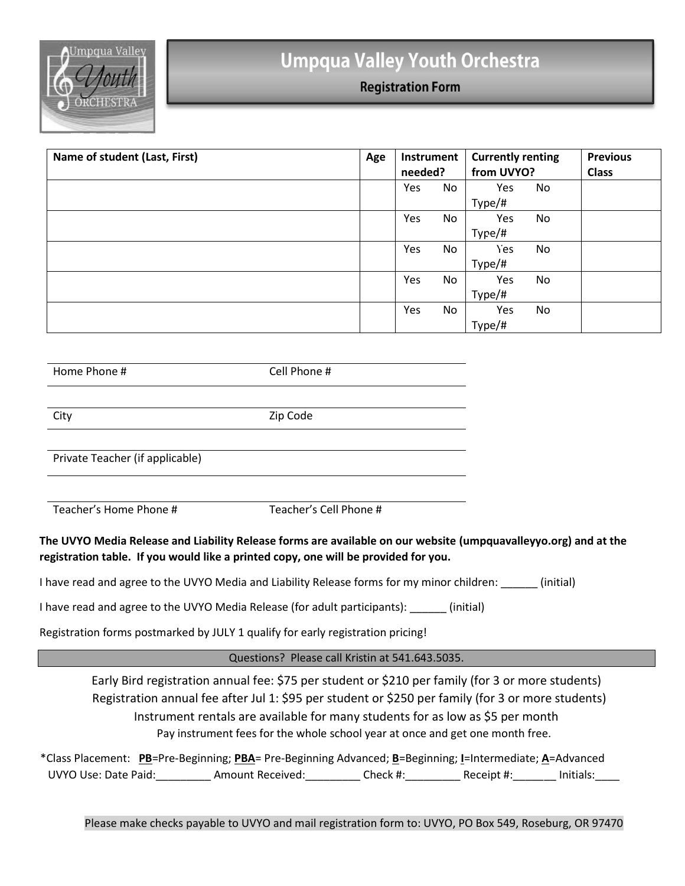# Umpqua Valley Youth Orchestra

## Registration Form

| Name of student (Last, First) | Age | Instrument needed? | Currently renting from UVYO? | Previous Class |
|---|---|---|---|---|
| | | Yes No | Yes No Type/# | |
| | | Yes No | Yes No Type/# | |
| | | Yes No | Yes No Type/# | |
| | | Yes No | Yes No Type/# | |
| | | Yes No | Yes No Type/# | |

Home Phone # Cell Phone #

City Zip Code

Private Teacher (if applicable)

Teacher's Home Phone # Teacher's Cell Phone #

**The UVYO Media Release and Liability Release forms are available on our website (umpquavalleyyo.org) and at the registration table. If you would like a printed copy, one will be provided for you.**

I have read and agree to the UVYO Media and Liability Release forms for my minor children: ______ (initial)

I have read and agree to the UVYO Media Release (for adult participants): ______ (initial)

Registration forms postmarked by JULY 1 qualify for early registration pricing!

Questions? Please call Kristin at 541.643.5035.

Early Bird registration annual fee: $75 per student or $210 per family (for 3 or more students)

Registration annual fee after Jul 1: $95 per student or $250 per family (for 3 or more students)

Instrument rentals are available for many students for as low as $5 per month

Pay instrument fees for the whole school year at once and get one month free.

*Class Placement: **PB**=Pre-Beginning; **PBA**= Pre-Beginning Advanced; **B**=Beginning; **I**=Intermediate; **A**=Advanced

UVYO Use: Date Paid:_________ Amount Received:_________ Check #:_________ Receipt #:_______ Initials:____

Please make checks payable to UVYO and mail registration form to: UVYO, PO Box 549, Roseburg, OR 97470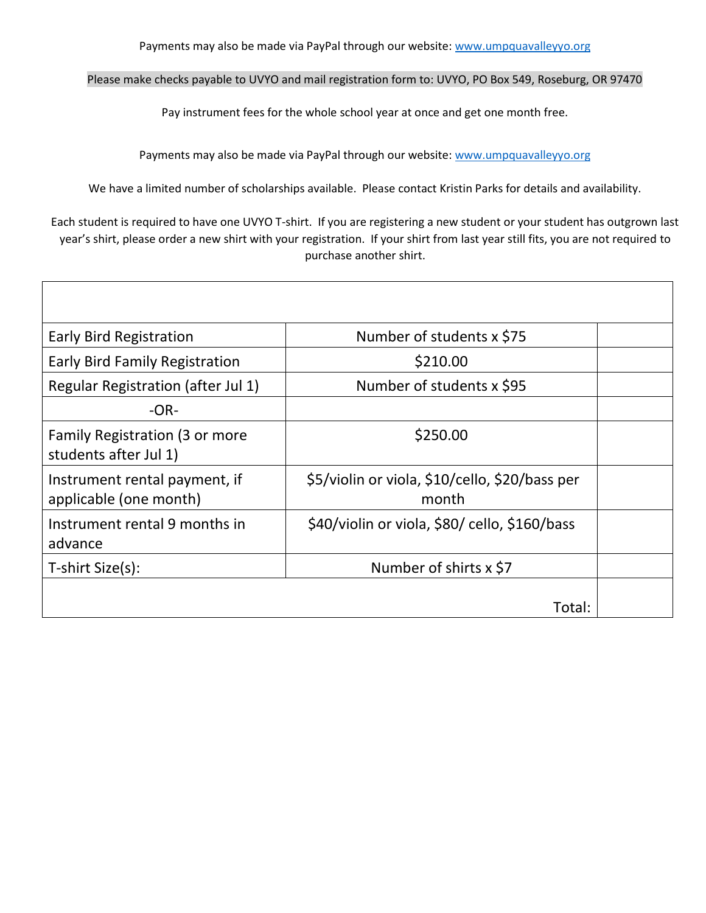Payments may also be made via PayPal through our website: [www.umpquavalleyyo.org](http://www.umpquavalleyyo.org)

Please make checks payable to UVYO and mail registration form to: UVYO, PO Box 549, Roseburg, OR 97470

Pay instrument fees for the whole school year at once and get one month free.

Payments may also be made via PayPal through our website: [www.umpquavalleyyo.org](http://www.umpquavalleyyo.org)

We have a limited number of scholarships available. Please contact Kristin Parks for details and availability.

Each student is required to have one UVYO T-shirt. If you are registering a new student or your student has outgrown last year's shirt, please order a new shirt with your registration. If your shirt from last year still fits, you are not required to purchase another shirt.

| | | |
|---|---|---|
| Early Bird Registration | Number of students x $75 | |
| Early Bird Family Registration | $210.00 | |
| Regular Registration (after Jul 1) | Number of students x $95 | |
| -OR- | | |
| Family Registration (3 or more students after Jul 1) | $250.00 | |
| Instrument rental payment, if applicable (one month) | $5/violin or viola, $10/cello, $20/bass per month | |
| Instrument rental 9 months in advance | $40/violin or viola, $80/ cello, $160/bass | |
| T-shirt Size(s): | Number of shirts x $7 | |
| | Total: | |